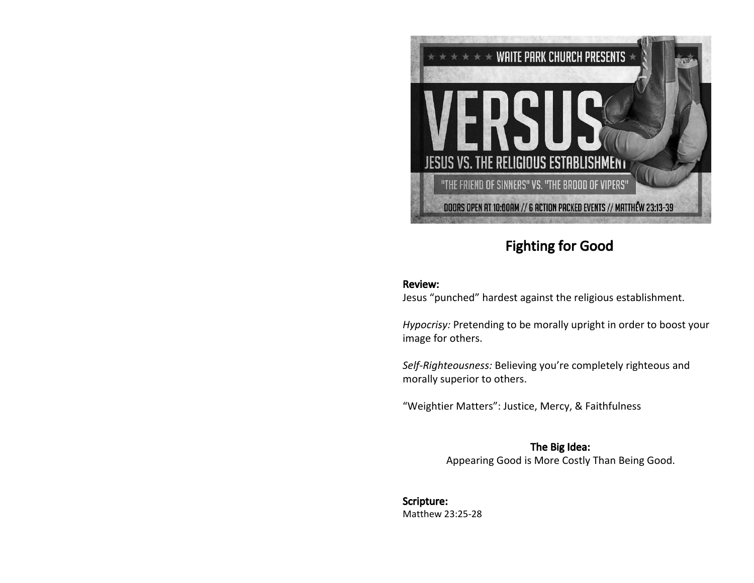WAITE PARK CHURCH PRESENTS

VERSUS

JESUS VS. THE RELIGIOUS ESTABLISHMENT

"THE FRIEND OF SINNERS" VS. "THE BROOD OF VIPERS"

DOORS OPEN AT 10:00AM // 6 ACTION PACKED EVENTS // MATTHEW 23:13-39

# Fighting for Good

**Review:**
Jesus “punched” hardest against the religious establishment.

*Hypocrisy:* Pretending to be morally upright in order to boost your image for others.

*Self-Righteousness:* Believing you’re completely righteous and morally superior to others.

“Weightier Matters”: Justice, Mercy, & Faithfulness

**The Big Idea:**
Appearing Good is More Costly Than Being Good.

**Scripture:**
Matthew 23:25-28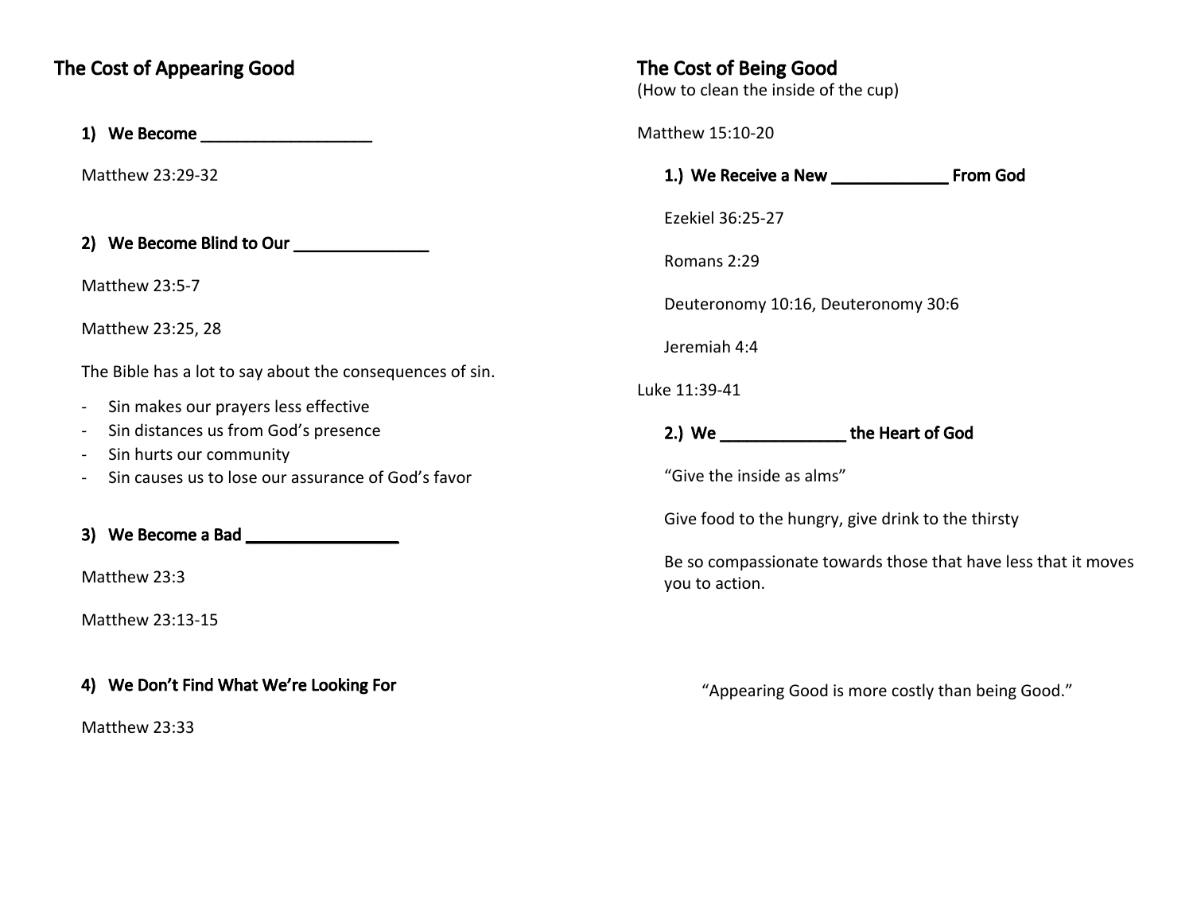## The Cost of Appearing Good

**1) We Become ___________________**

Matthew 23:29-32

**2) We Become Blind to Our _______________**

Matthew 23:5-7

Matthew 23:25, 28

The Bible has a lot to say about the consequences of sin.

- Sin makes our prayers less effective
- Sin distances us from God's presence
- Sin hurts our community
- Sin causes us to lose our assurance of God's favor

**3) We Become a Bad _________________**

Matthew 23:3

Matthew 23:13-15

**4) We Don't Find What We're Looking For**

Matthew 23:33

## The Cost of Being Good

(How to clean the inside of the cup)

Matthew 15:10-20

**1.) We Receive a New _____________ From God**

Ezekiel 36:25-27

Romans 2:29

Deuteronomy 10:16, Deuteronomy 30:6

Jeremiah 4:4

Luke 11:39-41

**2.) We ______________ the Heart of God**

"Give the inside as alms"

Give food to the hungry, give drink to the thirsty

Be so compassionate towards those that have less that it moves you to action.

"Appearing Good is more costly than being Good."